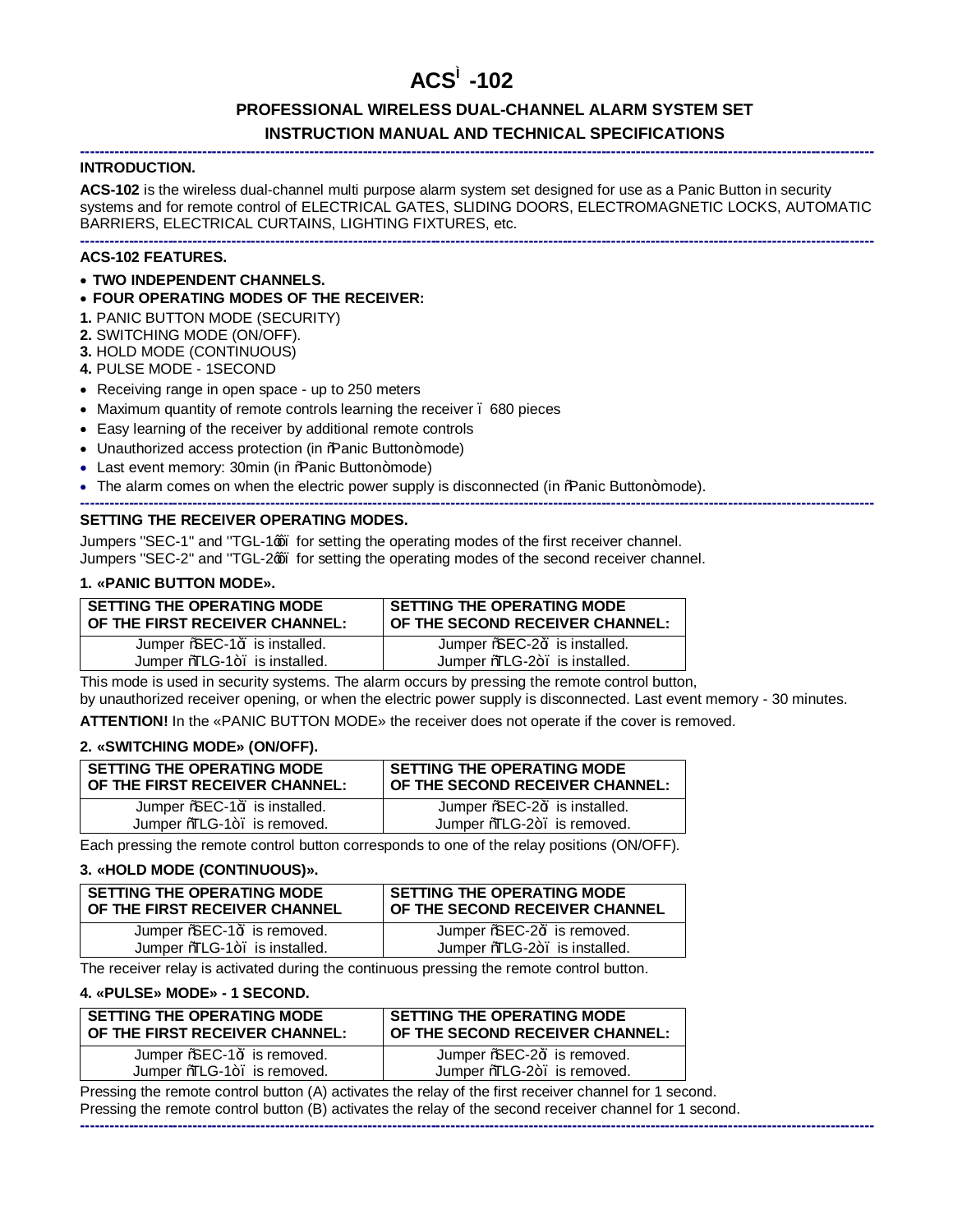# ACSÌ -102

## PROFESSIONAL WIRELESS DUAL-CHANNEL ALARM SYSTEM SET

## INSTRUCTION MANUAL AND TECHNICAL SPECIFICATIONS

---

**INTRODUCTION.**

**ACS-102** is the wireless dual-channel multi purpose alarm system set designed for use as a Panic Button in security systems and for remote control of ELECTRICAL GATES, SLIDING DOORS, ELECTROMAGNETIC LOCKS, AUTOMATIC BARRIERS, ELECTRICAL CURTAINS, LIGHTING FIXTURES, etc.

---

**ACS-102 FEATURES.**

- **TWO INDEPENDENT CHANNELS.**
- **FOUR OPERATING MODES OF THE RECEIVER:**

**1.** PANIC BUTTON MODE (SECURITY)
**2.** SWITCHING MODE (ON/OFF).
**3.** HOLD MODE (CONTINUOUS)
**4.** PULSE MODE - 1SECOND

- Receiving range in open space - up to 250 meters
- Maximum quantity of remote controls learning the receiver – 680 pieces
- Easy learning of the receiver by additional remote controls
- Unauthorized access protection (in "Panic Button" mode)
- Last event memory: 30min (in "Panic Button" mode)
- The alarm comes on when the electric power supply is disconnected (in "Panic Button" mode).

---

**SETTING THE RECEIVER OPERATING MODES.**

Jumpers "SEC-1" and "TGL-1" for setting the operating modes of the first receiver channel.
Jumpers "SEC-2" and "TGL-2" for setting the operating modes of the second receiver channel.

**1. «PANIC BUTTON MODE».**

| SETTING THE OPERATING MODE OF THE FIRST RECEIVER CHANNEL: | SETTING THE OPERATING MODE OF THE SECOND RECEIVER CHANNEL: |
|---|---|
| Jumper "SEC-1" is installed.<br>Jumper "TLG-1" is installed. | Jumper "SEC-2" is installed.<br>Jumper "TLG-2" is installed. |

This mode is used in security systems. The alarm occurs by pressing the remote control button, by unauthorized receiver opening, or when the electric power supply is disconnected. Last event memory - 30 minutes.

**ATTENTION!** In the «PANIC BUTTON MODE» the receiver does not operate if the cover is removed.

**2. «SWITCHING MODE» (ON/OFF).**

| SETTING THE OPERATING MODE OF THE FIRST RECEIVER CHANNEL: | SETTING THE OPERATING MODE OF THE SECOND RECEIVER CHANNEL: |
|---|---|
| Jumper "SEC-1" is installed.<br>Jumper "TLG-1" is removed. | Jumper "SEC-2" is installed.<br>Jumper "TLG-2" is removed. |

Each pressing the remote control button corresponds to one of the relay positions (ON/OFF).

**3. «HOLD MODE (CONTINUOUS)».**

| SETTING THE OPERATING MODE OF THE FIRST RECEIVER CHANNEL | SETTING THE OPERATING MODE OF THE SECOND RECEIVER CHANNEL |
|---|---|
| Jumper "SEC-1" is removed.<br>Jumper "TLG-1" is installed. | Jumper "SEC-2" is removed.<br>Jumper "TLG-2" is installed. |

The receiver relay is activated during the continuous pressing the remote control button.

**4. «PULSE» MODE» - 1 SECOND.**

| SETTING THE OPERATING MODE OF THE FIRST RECEIVER CHANNEL: | SETTING THE OPERATING MODE OF THE SECOND RECEIVER CHANNEL: |
|---|---|
| Jumper "SEC-1" is removed.<br>Jumper "TLG-1" is removed. | Jumper "SEC-2" is removed.<br>Jumper "TLG-2" is removed. |

Pressing the remote control button (A) activates the relay of the first receiver channel for 1 second.
Pressing the remote control button (B) activates the relay of the second receiver channel for 1 second.

---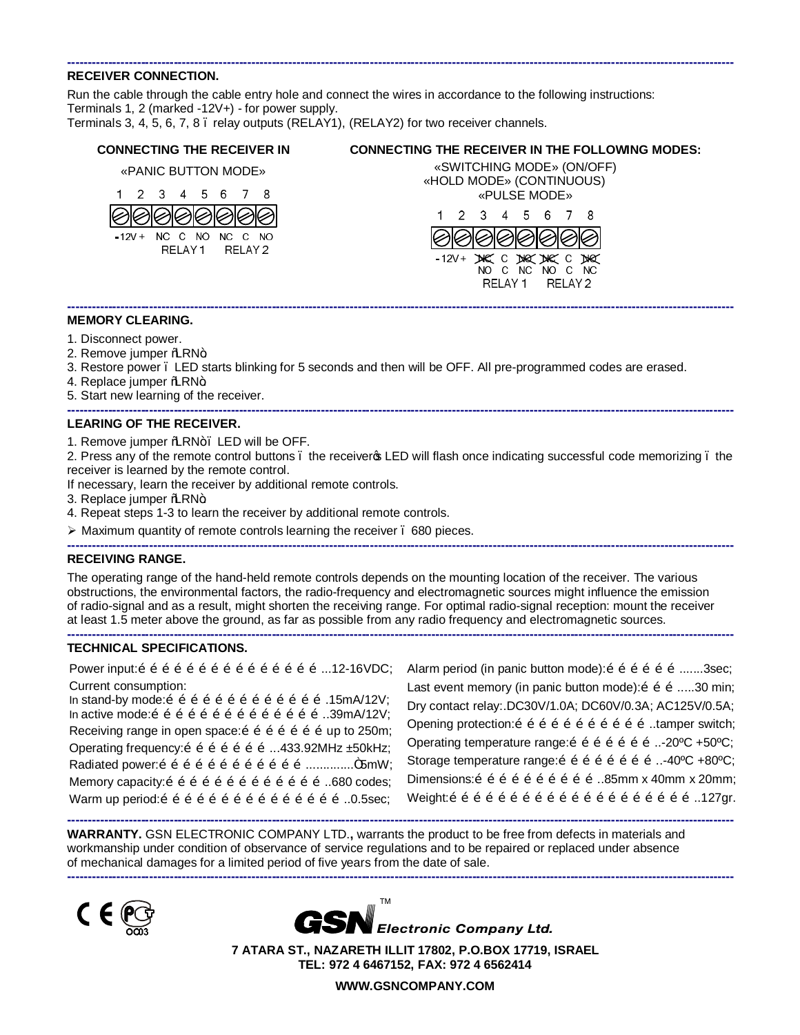## RECEIVER CONNECTION.

Run the cable through the cable entry hole and connect the wires in accordance to the following instructions:
Terminals 1, 2 (marked -12V+) - for power supply.
Terminals 3, 4, 5, 6, 7, 8 – relay outputs (RELAY1), (RELAY2) for two receiver channels.

**CONNECTING THE RECEIVER IN**

«PANIC BUTTON MODE»

1 2 3 4 5 6 7 8

-12V + NC C NO NC C NO
RELAY 1 RELAY 2

**CONNECTING THE RECEIVER IN THE FOLLOWING MODES:**

«SWITCHING MODE» (ON/OFF)
«HOLD MODE» (CONTINUOUS)
«PULSE MODE»

1 2 3 4 5 6 7 8

-12V + NC C NO NC C NO
NO C NC NO C NC
RELAY 1 RELAY 2

## MEMORY CLEARING.

1. Disconnect power.
2. Remove jumper "LRN".
3. Restore power – LED starts blinking for 5 seconds and then will be OFF. All pre-programmed codes are erased.
4. Replace jumper "LRN".
5. Start new learning of the receiver.

## LEARING OF THE RECEIVER.

1. Remove jumper "LRN" – LED will be OFF.
2. Press any of the remote control buttons – the receiver's LED will flash once indicating successful code memorizing – the receiver is learned by the remote control.
If necessary, learn the receiver by additional remote controls.
3. Replace jumper "LRN".
4. Repeat steps 1-3 to learn the receiver by additional remote controls.

- Maximum quantity of remote controls learning the receiver – 680 pieces.

## RECEIVING RANGE.

The operating range of the hand-held remote controls depends on the mounting location of the receiver. The various obstructions, the environmental factors, the radio-frequency and electromagnetic sources might influence the emission of radio-signal and as a result, might shorten the receiving range. For optimal radio-signal reception: mount the receiver at least 1.5 meter above the ground, as far as possible from any radio frequency and electromagnetic sources.

## TECHNICAL SPECIFICATIONS.

Power input:…………………………...12-16VDC;
Current consumption:
In stand-by mode:…………………………..15mA/12V;
In active mode:…………………………..39mA/12V;
Receiving range in open space:……………up to 250m;
Operating frequency:……………...433.92MHz ±50kHz;
Radiated power:……………………..............≤5mW;
Memory capacity:…………………………..680 codes;
Warm up period:……………………………..0.5sec;

Alarm period (in panic button mode):………….......3sec;
Last event memory (in panic button mode):……....30 min;
Dry contact relay:.DC30V/1.0A; DC60V/0.3A; AC125V/0.5A;
Opening protection:…………………..tamper switch;
Operating temperature range:……………..-20ºC +50ºC;
Storage temperature range:……………..-40ºC +80ºC;
Dimensions:…………………..85mm x 40mm x 20mm;
Weight:…………………………………..127gr.

**WARRANTY.** GSN ELECTRONIC COMPANY LTD.**,** warrants the product to be free from defects in materials and workmanship under condition of observance of service regulations and to be repaired or replaced under absence of mechanical damages for a limited period of five years from the date of sale.

CE OC03

GSN™ Electronic Company Ltd.

**7 ATARA ST., NAZARETH ILLIT 17802, P.O.BOX 17719, ISRAEL**
**TEL: 972 4 6467152, FAX: 972 4 6562414**

**WWW.GSNCOMPANY.COM**